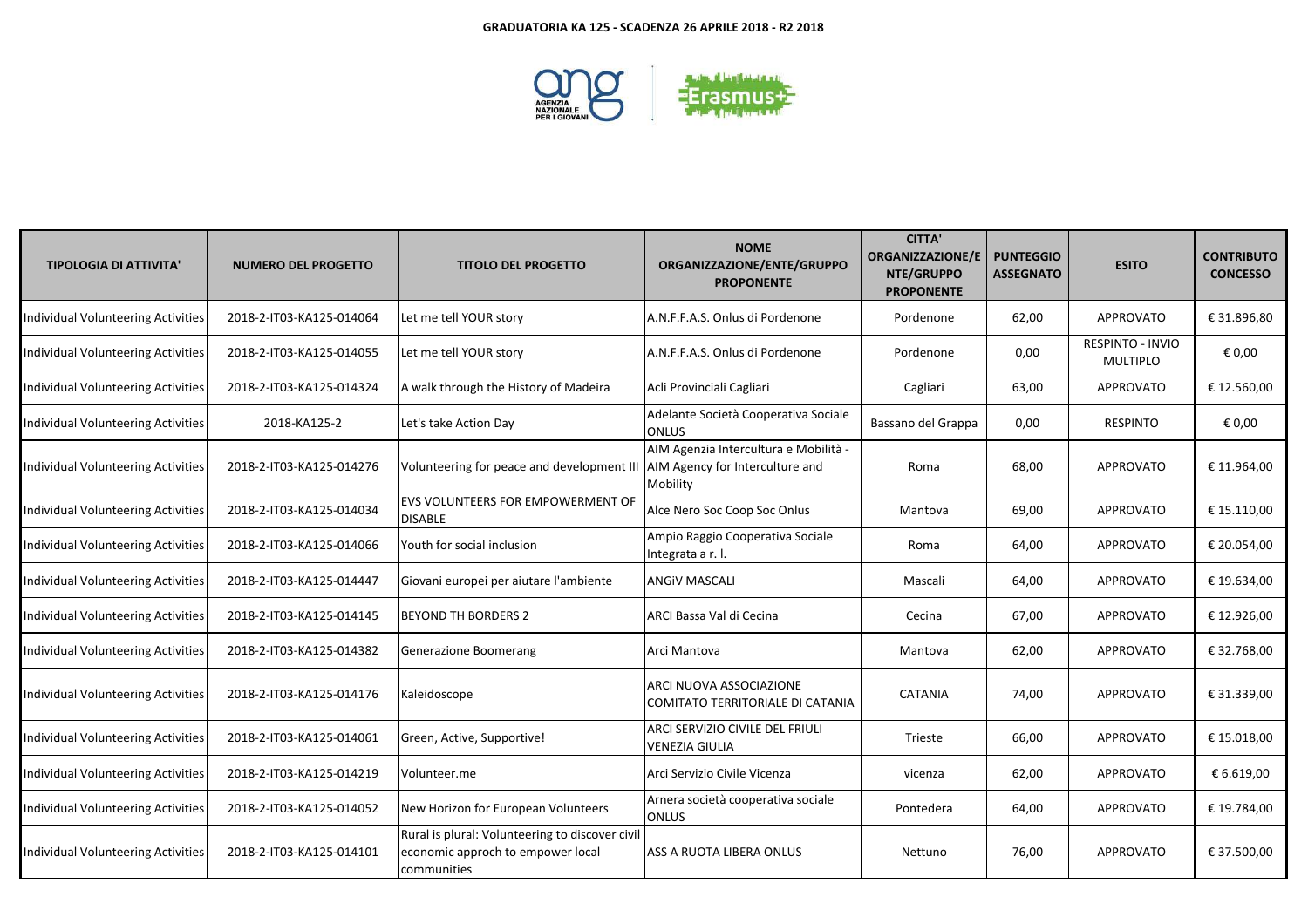**GRADUATORIA KA 125 - SCADENZA 26 APRILE 2018 - R2 2018**

| TIPOLOGIA DI ATTIVITA' | NUMERO DEL PROGETTO | TITOLO DEL PROGETTO | NOME ORGANIZZAZIONE/ENTE/GRUPPO PROPONENTE | CITTA' ORGANIZZAZIONE/ENTE/GRUPPO PROPONENTE | PUNTEGGIO ASSEGNATO | ESITO | CONTRIBUTO CONCESSO |
|---|---|---|---|---|---|---|---|
| Individual Volunteering Activities | 2018-2-IT03-KA125-014064 | Let me tell YOUR story | A.N.F.F.A.S. Onlus di Pordenone | Pordenone | 62,00 | APPROVATO | € 31.896,80 |
| Individual Volunteering Activities | 2018-2-IT03-KA125-014055 | Let me tell YOUR story | A.N.F.F.A.S. Onlus di Pordenone | Pordenone | 0,00 | RESPINTO - INVIO MULTIPLO | € 0,00 |
| Individual Volunteering Activities | 2018-2-IT03-KA125-014324 | A walk through the History of Madeira | Acli Provinciali Cagliari | Cagliari | 63,00 | APPROVATO | € 12.560,00 |
| Individual Volunteering Activities | 2018-KA125-2 | Let's take Action Day | Adelante Società Cooperativa Sociale ONLUS | Bassano del Grappa | 0,00 | RESPINTO | € 0,00 |
| Individual Volunteering Activities | 2018-2-IT03-KA125-014276 | Volunteering for peace and development III | AIM Agenzia Intercultura e Mobilità - AIM Agency for Interculture and Mobility | Roma | 68,00 | APPROVATO | € 11.964,00 |
| Individual Volunteering Activities | 2018-2-IT03-KA125-014034 | EVS VOLUNTEERS FOR EMPOWERMENT OF DISABLE | Alce Nero Soc Coop Soc Onlus | Mantova | 69,00 | APPROVATO | € 15.110,00 |
| Individual Volunteering Activities | 2018-2-IT03-KA125-014066 | Youth for social inclusion | Ampio Raggio Cooperativa Sociale Integrata a r. l. | Roma | 64,00 | APPROVATO | € 20.054,00 |
| Individual Volunteering Activities | 2018-2-IT03-KA125-014447 | Giovani europei per aiutare l'ambiente | ANGiV MASCALI | Mascali | 64,00 | APPROVATO | € 19.634,00 |
| Individual Volunteering Activities | 2018-2-IT03-KA125-014145 | BEYOND TH BORDERS 2 | ARCI Bassa Val di Cecina | Cecina | 67,00 | APPROVATO | € 12.926,00 |
| Individual Volunteering Activities | 2018-2-IT03-KA125-014382 | Generazione Boomerang | Arci Mantova | Mantova | 62,00 | APPROVATO | € 32.768,00 |
| Individual Volunteering Activities | 2018-2-IT03-KA125-014176 | Kaleidoscope | ARCI NUOVA ASSOCIAZIONE COMITATO TERRITORIALE DI CATANIA | CATANIA | 74,00 | APPROVATO | € 31.339,00 |
| Individual Volunteering Activities | 2018-2-IT03-KA125-014061 | Green, Active, Supportive! | ARCI SERVIZIO CIVILE DEL FRIULI VENEZIA GIULIA | Trieste | 66,00 | APPROVATO | € 15.018,00 |
| Individual Volunteering Activities | 2018-2-IT03-KA125-014219 | Volunteer.me | Arci Servizio Civile Vicenza | vicenza | 62,00 | APPROVATO | € 6.619,00 |
| Individual Volunteering Activities | 2018-2-IT03-KA125-014052 | New Horizon for European Volunteers | Arnera società cooperativa sociale ONLUS | Pontedera | 64,00 | APPROVATO | € 19.784,00 |
| Individual Volunteering Activities | 2018-2-IT03-KA125-014101 | Rural is plural: Volunteering to discover civil economic approch to empower local communities | ASS A RUOTA LIBERA ONLUS | Nettuno | 76,00 | APPROVATO | € 37.500,00 |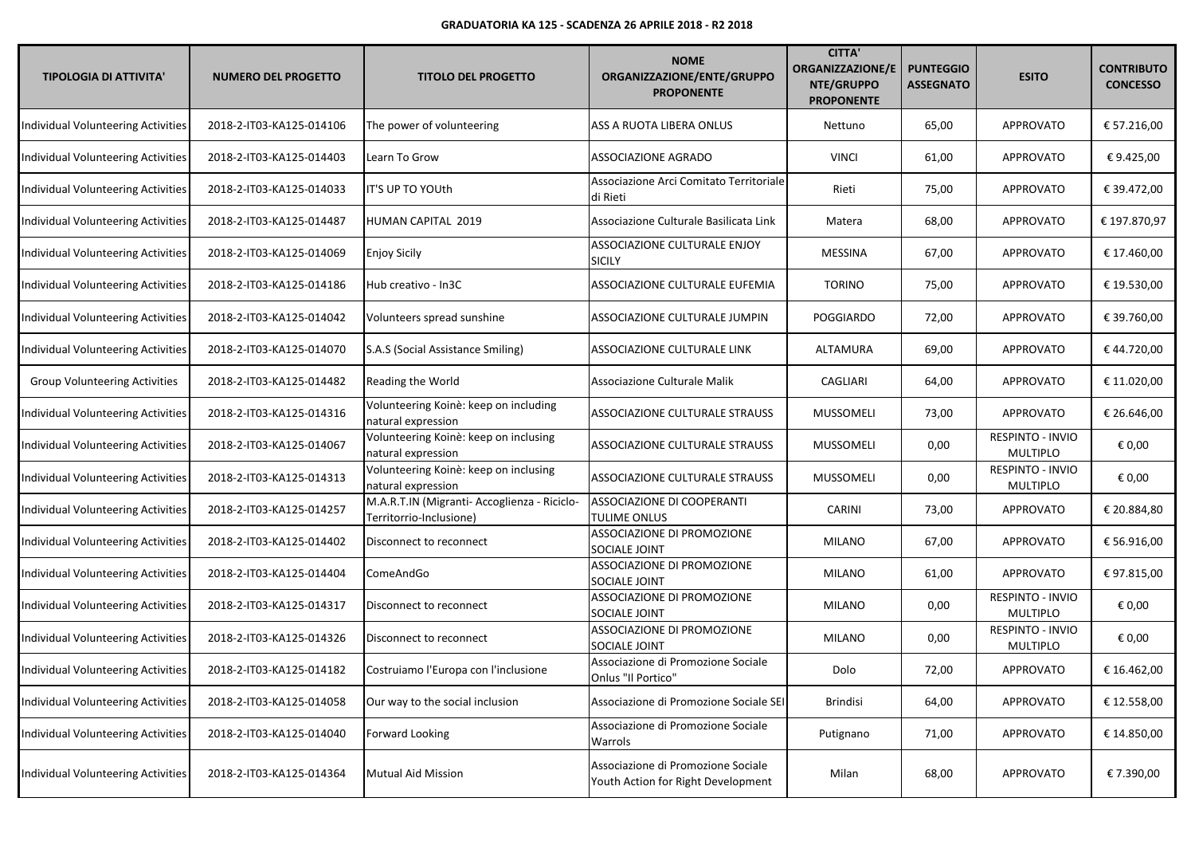**GRADUATORIA KA 125 - SCADENZA 26 APRILE 2018 - R2 2018**

| TIPOLOGIA DI ATTIVITA' | NUMERO DEL PROGETTO | TITOLO DEL PROGETTO | NOME ORGANIZZAZIONE/ENTE/GRUPPO PROPONENTE | CITTA' ORGANIZZAZIONE/ENTE/GRUPPO PROPONENTE | PUNTEGGIO ASSEGNATO | ESITO | CONTRIBUTO CONCESSO |
|---|---|---|---|---|---|---|---|
| Individual Volunteering Activities | 2018-2-IT03-KA125-014106 | The power of volunteering | ASS A RUOTA LIBERA ONLUS | Nettuno | 65,00 | APPROVATO | € 57.216,00 |
| Individual Volunteering Activities | 2018-2-IT03-KA125-014403 | Learn To Grow | ASSOCIAZIONE AGRADO | VINCI | 61,00 | APPROVATO | € 9.425,00 |
| Individual Volunteering Activities | 2018-2-IT03-KA125-014033 | IT'S UP TO YOUth | Associazione Arci Comitato Territoriale di Rieti | Rieti | 75,00 | APPROVATO | € 39.472,00 |
| Individual Volunteering Activities | 2018-2-IT03-KA125-014487 | HUMAN CAPITAL 2019 | Associazione Culturale Basilicata Link | Matera | 68,00 | APPROVATO | € 197.870,97 |
| Individual Volunteering Activities | 2018-2-IT03-KA125-014069 | Enjoy Sicily | ASSOCIAZIONE CULTURALE ENJOY SICILY | MESSINA | 67,00 | APPROVATO | € 17.460,00 |
| Individual Volunteering Activities | 2018-2-IT03-KA125-014186 | Hub creativo - In3C | ASSOCIAZIONE CULTURALE EUFEMIA | TORINO | 75,00 | APPROVATO | € 19.530,00 |
| Individual Volunteering Activities | 2018-2-IT03-KA125-014042 | Volunteers spread sunshine | ASSOCIAZIONE CULTURALE JUMPIN | POGGIARDO | 72,00 | APPROVATO | € 39.760,00 |
| Individual Volunteering Activities | 2018-2-IT03-KA125-014070 | S.A.S (Social Assistance Smiling) | ASSOCIAZIONE CULTURALE LINK | ALTAMURA | 69,00 | APPROVATO | € 44.720,00 |
| Group Volunteering Activities | 2018-2-IT03-KA125-014482 | Reading the World | Associazione Culturale Malik | CAGLIARI | 64,00 | APPROVATO | € 11.020,00 |
| Individual Volunteering Activities | 2018-2-IT03-KA125-014316 | Volunteering Koinè: keep on including natural expression | ASSOCIAZIONE CULTURALE STRAUSS | MUSSOMELI | 73,00 | APPROVATO | € 26.646,00 |
| Individual Volunteering Activities | 2018-2-IT03-KA125-014067 | Volunteering Koinè: keep on inclusing natural expression | ASSOCIAZIONE CULTURALE STRAUSS | MUSSOMELI | 0,00 | RESPINTO - INVIO MULTIPLO | € 0,00 |
| Individual Volunteering Activities | 2018-2-IT03-KA125-014313 | Volunteering Koinè: keep on inclusing natural expression | ASSOCIAZIONE CULTURALE STRAUSS | MUSSOMELI | 0,00 | RESPINTO - INVIO MULTIPLO | € 0,00 |
| Individual Volunteering Activities | 2018-2-IT03-KA125-014257 | M.A.R.T.IN (Migranti- Accoglienza - Riciclo- Territorrio-Inclusione) | ASSOCIAZIONE DI COOPERANTI TULIME ONLUS | CARINI | 73,00 | APPROVATO | € 20.884,80 |
| Individual Volunteering Activities | 2018-2-IT03-KA125-014402 | Disconnect to reconnect | ASSOCIAZIONE DI PROMOZIONE SOCIALE JOINT | MILANO | 67,00 | APPROVATO | € 56.916,00 |
| Individual Volunteering Activities | 2018-2-IT03-KA125-014404 | ComeAndGo | ASSOCIAZIONE DI PROMOZIONE SOCIALE JOINT | MILANO | 61,00 | APPROVATO | € 97.815,00 |
| Individual Volunteering Activities | 2018-2-IT03-KA125-014317 | Disconnect to reconnect | ASSOCIAZIONE DI PROMOZIONE SOCIALE JOINT | MILANO | 0,00 | RESPINTO - INVIO MULTIPLO | € 0,00 |
| Individual Volunteering Activities | 2018-2-IT03-KA125-014326 | Disconnect to reconnect | ASSOCIAZIONE DI PROMOZIONE SOCIALE JOINT | MILANO | 0,00 | RESPINTO - INVIO MULTIPLO | € 0,00 |
| Individual Volunteering Activities | 2018-2-IT03-KA125-014182 | Costruiamo l'Europa con l'inclusione | Associazione di Promozione Sociale Onlus "Il Portico" | Dolo | 72,00 | APPROVATO | € 16.462,00 |
| Individual Volunteering Activities | 2018-2-IT03-KA125-014058 | Our way to the social inclusion | Associazione di Promozione Sociale SEI | Brindisi | 64,00 | APPROVATO | € 12.558,00 |
| Individual Volunteering Activities | 2018-2-IT03-KA125-014040 | Forward Looking | Associazione di Promozione Sociale Warrols | Putignano | 71,00 | APPROVATO | € 14.850,00 |
| Individual Volunteering Activities | 2018-2-IT03-KA125-014364 | Mutual Aid Mission | Associazione di Promozione Sociale Youth Action for Right Development | Milan | 68,00 | APPROVATO | € 7.390,00 |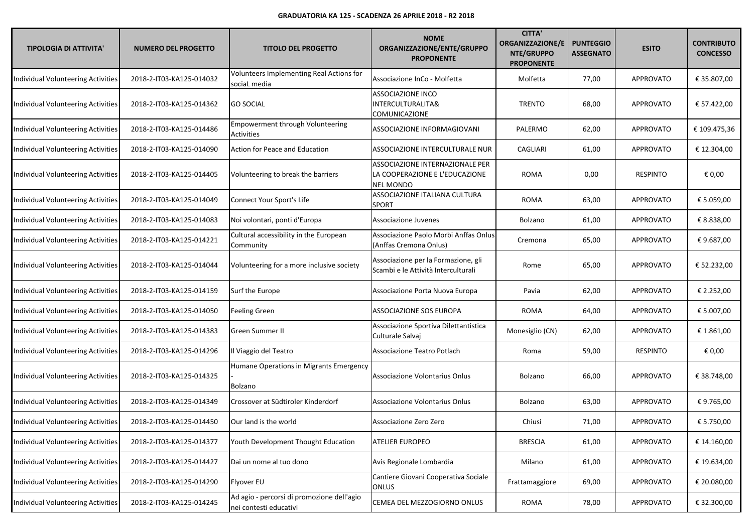**GRADUATORIA KA 125 - SCADENZA 26 APRILE 2018 - R2 2018**

| TIPOLOGIA DI ATTIVITA' | NUMERO DEL PROGETTO | TITOLO DEL PROGETTO | NOME ORGANIZZAZIONE/ENTE/GRUPPO PROPONENTE | CITTA' ORGANIZZAZIONE/ENTE/GRUPPO PROPONENTE | PUNTEGGIO ASSEGNATO | ESITO | CONTRIBUTO CONCESSO |
|---|---|---|---|---|---|---|---|
| Individual Volunteering Activities | 2018-2-IT03-KA125-014032 | Volunteers Implementing Real Actions for sociaL media | Associazione InCo - Molfetta | Molfetta | 77,00 | APPROVATO | € 35.807,00 |
| Individual Volunteering Activities | 2018-2-IT03-KA125-014362 | GO SOCIAL | ASSOCIAZIONE INCO INTERCULTURALITA& COMUNICAZIONE | TRENTO | 68,00 | APPROVATO | € 57.422,00 |
| Individual Volunteering Activities | 2018-2-IT03-KA125-014486 | Empowerment through Volunteering Activities | ASSOCIAZIONE INFORMAGIOVANI | PALERMO | 62,00 | APPROVATO | € 109.475,36 |
| Individual Volunteering Activities | 2018-2-IT03-KA125-014090 | Action for Peace and Education | ASSOCIAZIONE INTERCULTURALE NUR | CAGLIARI | 61,00 | APPROVATO | € 12.304,00 |
| Individual Volunteering Activities | 2018-2-IT03-KA125-014405 | Volunteering to break the barriers | ASSOCIAZIONE INTERNAZIONALE PER LA COOPERAZIONE E L'EDUCAZIONE NEL MONDO | ROMA | 0,00 | RESPINTO | € 0,00 |
| Individual Volunteering Activities | 2018-2-IT03-KA125-014049 | Connect Your Sport's Life | ASSOCIAZIONE ITALIANA CULTURA SPORT | ROMA | 63,00 | APPROVATO | € 5.059,00 |
| Individual Volunteering Activities | 2018-2-IT03-KA125-014083 | Noi volontari, ponti d'Europa | Associazione Juvenes | Bolzano | 61,00 | APPROVATO | € 8.838,00 |
| Individual Volunteering Activities | 2018-2-IT03-KA125-014221 | Cultural accessibility in the European Community | Associazione Paolo Morbi Anffas Onlus (Anffas Cremona Onlus) | Cremona | 65,00 | APPROVATO | € 9.687,00 |
| Individual Volunteering Activities | 2018-2-IT03-KA125-014044 | Volunteering for a more inclusive society | Associazione per la Formazione, gli Scambi e le Attività Interculturali | Rome | 65,00 | APPROVATO | € 52.232,00 |
| Individual Volunteering Activities | 2018-2-IT03-KA125-014159 | Surf the Europe | Associazione Porta Nuova Europa | Pavia | 62,00 | APPROVATO | € 2.252,00 |
| Individual Volunteering Activities | 2018-2-IT03-KA125-014050 | Feeling Green | ASSOCIAZIONE SOS EUROPA | ROMA | 64,00 | APPROVATO | € 5.007,00 |
| Individual Volunteering Activities | 2018-2-IT03-KA125-014383 | Green Summer II | Associazione Sportiva Dilettantistica Culturale Salvaj | Monesiglio (CN) | 62,00 | APPROVATO | € 1.861,00 |
| Individual Volunteering Activities | 2018-2-IT03-KA125-014296 | Il Viaggio del Teatro | Associazione Teatro Potlach | Roma | 59,00 | RESPINTO | € 0,00 |
| Individual Volunteering Activities | 2018-2-IT03-KA125-014325 | Humane Operations in Migrants Emergency - Bolzano | Associazione Volontarius Onlus | Bolzano | 66,00 | APPROVATO | € 38.748,00 |
| Individual Volunteering Activities | 2018-2-IT03-KA125-014349 | Crossover at Südtiroler Kinderdorf | Associazione Volontarius Onlus | Bolzano | 63,00 | APPROVATO | € 9.765,00 |
| Individual Volunteering Activities | 2018-2-IT03-KA125-014450 | Our land is the world | Associazione Zero Zero | Chiusi | 71,00 | APPROVATO | € 5.750,00 |
| Individual Volunteering Activities | 2018-2-IT03-KA125-014377 | Youth Development Thought Education | ATELIER EUROPEO | BRESCIA | 61,00 | APPROVATO | € 14.160,00 |
| Individual Volunteering Activities | 2018-2-IT03-KA125-014427 | Dai un nome al tuo dono | Avis Regionale Lombardia | Milano | 61,00 | APPROVATO | € 19.634,00 |
| Individual Volunteering Activities | 2018-2-IT03-KA125-014290 | Flyover EU | Cantiere Giovani Cooperativa Sociale ONLUS | Frattamaggiore | 69,00 | APPROVATO | € 20.080,00 |
| Individual Volunteering Activities | 2018-2-IT03-KA125-014245 | Ad agio - percorsi di promozione dell'agio nei contesti educativi | CEMEA DEL MEZZOGIORNO ONLUS | ROMA | 78,00 | APPROVATO | € 32.300,00 |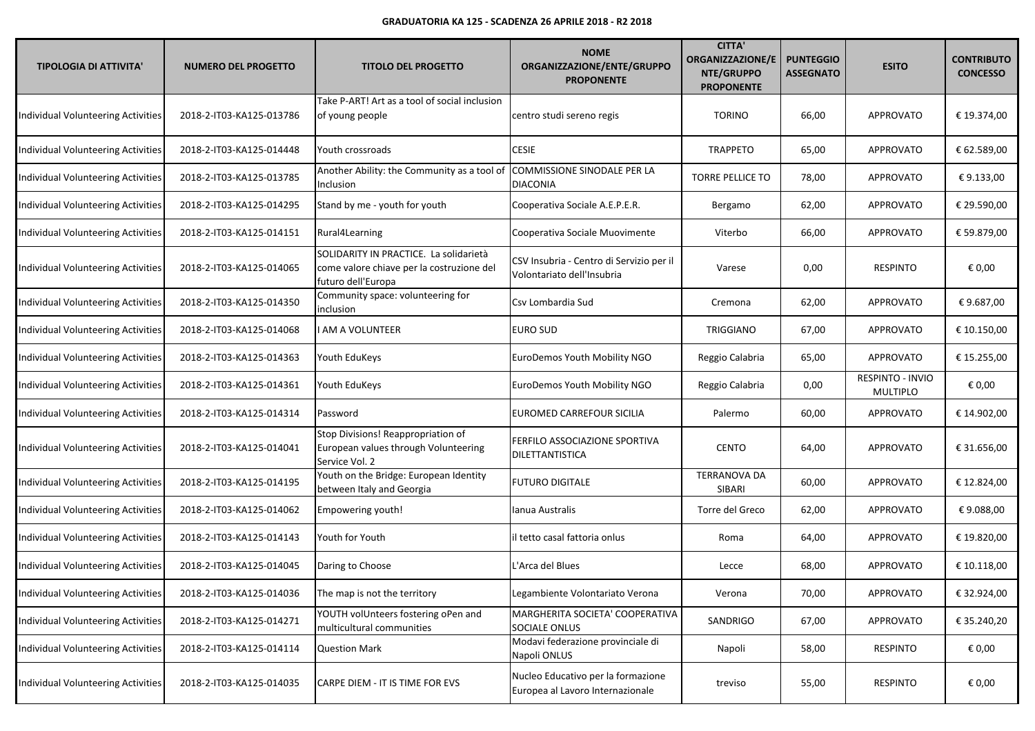**GRADUATORIA KA 125 - SCADENZA 26 APRILE 2018 - R2 2018**

| TIPOLOGIA DI ATTIVITA' | NUMERO DEL PROGETTO | TITOLO DEL PROGETTO | NOME ORGANIZZAZIONE/ENTE/GRUPPO PROPONENTE | CITTA' ORGANIZZAZIONE/ENTE/GRUPPO PROPONENTE | PUNTEGGIO ASSEGNATO | ESITO | CONTRIBUTO CONCESSO |
|---|---|---|---|---|---|---|---|
| Individual Volunteering Activities | 2018-2-IT03-KA125-013786 | Take P-ART! Art as a tool of social inclusion of young people | centro studi sereno regis | TORINO | 66,00 | APPROVATO | € 19.374,00 |
| Individual Volunteering Activities | 2018-2-IT03-KA125-014448 | Youth crossroads | CESIE | TRAPPETO | 65,00 | APPROVATO | € 62.589,00 |
| Individual Volunteering Activities | 2018-2-IT03-KA125-013785 | Another Ability: the Community as a tool of Inclusion | COMMISSIONE SINODALE PER LA DIACONIA | TORRE PELLICE TO | 78,00 | APPROVATO | € 9.133,00 |
| Individual Volunteering Activities | 2018-2-IT03-KA125-014295 | Stand by me - youth for youth | Cooperativa Sociale A.E.P.E.R. | Bergamo | 62,00 | APPROVATO | € 29.590,00 |
| Individual Volunteering Activities | 2018-2-IT03-KA125-014151 | Rural4Learning | Cooperativa Sociale Muovimente | Viterbo | 66,00 | APPROVATO | € 59.879,00 |
| Individual Volunteering Activities | 2018-2-IT03-KA125-014065 | SOLIDARITY IN PRACTICE. La solidarietà come valore chiave per la costruzione del futuro dell'Europa | CSV Insubria - Centro di Servizio per il Volontariato dell'Insubria | Varese | 0,00 | RESPINTO | € 0,00 |
| Individual Volunteering Activities | 2018-2-IT03-KA125-014350 | Community space: volunteering for inclusion | Csv Lombardia Sud | Cremona | 62,00 | APPROVATO | € 9.687,00 |
| Individual Volunteering Activities | 2018-2-IT03-KA125-014068 | I AM A VOLUNTEER | EURO SUD | TRIGGIANO | 67,00 | APPROVATO | € 10.150,00 |
| Individual Volunteering Activities | 2018-2-IT03-KA125-014363 | Youth EduKeys | EuroDemos Youth Mobility NGO | Reggio Calabria | 65,00 | APPROVATO | € 15.255,00 |
| Individual Volunteering Activities | 2018-2-IT03-KA125-014361 | Youth EduKeys | EuroDemos Youth Mobility NGO | Reggio Calabria | 0,00 | RESPINTO - INVIO MULTIPLO | € 0,00 |
| Individual Volunteering Activities | 2018-2-IT03-KA125-014314 | Password | EUROMED CARREFOUR SICILIA | Palermo | 60,00 | APPROVATO | € 14.902,00 |
| Individual Volunteering Activities | 2018-2-IT03-KA125-014041 | Stop Divisions! Reappropriation of European values through Volunteering Service Vol. 2 | FERFILO ASSOCIAZIONE SPORTIVA DILETTANTISTICA | CENTO | 64,00 | APPROVATO | € 31.656,00 |
| Individual Volunteering Activities | 2018-2-IT03-KA125-014195 | Youth on the Bridge: European Identity between Italy and Georgia | FUTURO DIGITALE | TERRANOVA DA SIBARI | 60,00 | APPROVATO | € 12.824,00 |
| Individual Volunteering Activities | 2018-2-IT03-KA125-014062 | Empowering youth! | Ianua Australis | Torre del Greco | 62,00 | APPROVATO | € 9.088,00 |
| Individual Volunteering Activities | 2018-2-IT03-KA125-014143 | Youth for Youth | il tetto casal fattoria onlus | Roma | 64,00 | APPROVATO | € 19.820,00 |
| Individual Volunteering Activities | 2018-2-IT03-KA125-014045 | Daring to Choose | L'Arca del Blues | Lecce | 68,00 | APPROVATO | € 10.118,00 |
| Individual Volunteering Activities | 2018-2-IT03-KA125-014036 | The map is not the territory | Legambiente Volontariato Verona | Verona | 70,00 | APPROVATO | € 32.924,00 |
| Individual Volunteering Activities | 2018-2-IT03-KA125-014271 | YOUTH volUnteers fostering oPen and multicultural communities | MARGHERITA SOCIETA' COOPERATIVA SOCIALE ONLUS | SANDRIGO | 67,00 | APPROVATO | € 35.240,20 |
| Individual Volunteering Activities | 2018-2-IT03-KA125-014114 | Question Mark | Modavi federazione provinciale di Napoli ONLUS | Napoli | 58,00 | RESPINTO | € 0,00 |
| Individual Volunteering Activities | 2018-2-IT03-KA125-014035 | CARPE DIEM - IT IS TIME FOR EVS | Nucleo Educativo per la formazione Europea al Lavoro Internazionale | treviso | 55,00 | RESPINTO | € 0,00 |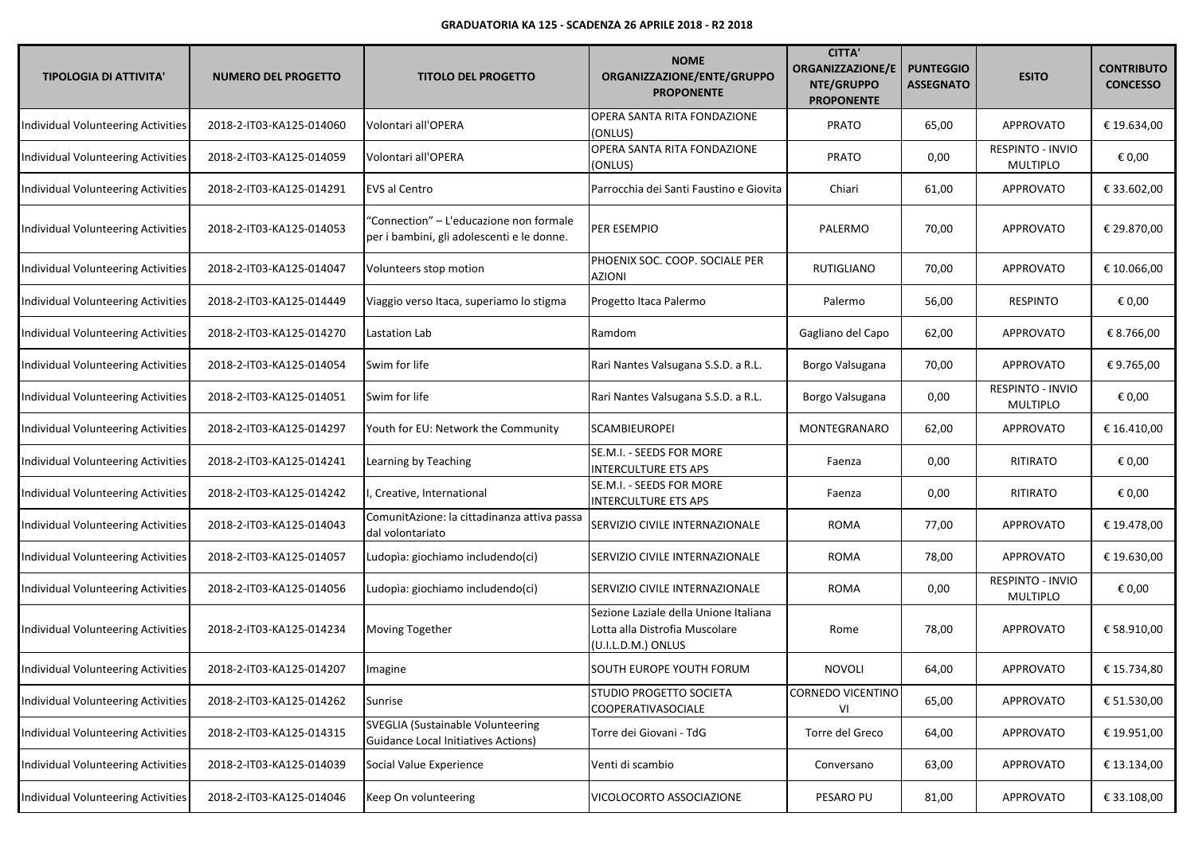**GRADUATORIA KA 125 - SCADENZA 26 APRILE 2018 - R2 2018**

| TIPOLOGIA DI ATTIVITA' | NUMERO DEL PROGETTO | TITOLO DEL PROGETTO | NOME ORGANIZZAZIONE/ENTE/GRUPPO PROPONENTE | CITTA' ORGANIZZAZIONE/ENTE/GRUPPO PROPONENTE | PUNTEGGIO ASSEGNATO | ESITO | CONTRIBUTO CONCESSO |
|---|---|---|---|---|---|---|---|
| Individual Volunteering Activities | 2018-2-IT03-KA125-014060 | Volontari all'OPERA | OPERA SANTA RITA FONDAZIONE (ONLUS) | PRATO | 65,00 | APPROVATO | € 19.634,00 |
| Individual Volunteering Activities | 2018-2-IT03-KA125-014059 | Volontari all'OPERA | OPERA SANTA RITA FONDAZIONE (ONLUS) | PRATO | 0,00 | RESPINTO - INVIO MULTIPLO | € 0,00 |
| Individual Volunteering Activities | 2018-2-IT03-KA125-014291 | EVS al Centro | Parrocchia dei Santi Faustino e Giovita | Chiari | 61,00 | APPROVATO | € 33.602,00 |
| Individual Volunteering Activities | 2018-2-IT03-KA125-014053 | "Connection" – L'educazione non formale per i bambini, gli adolescenti e le donne. | PER ESEMPIO | PALERMO | 70,00 | APPROVATO | € 29.870,00 |
| Individual Volunteering Activities | 2018-2-IT03-KA125-014047 | Volunteers stop motion | PHOENIX SOC. COOP. SOCIALE PER AZIONI | RUTIGLIANO | 70,00 | APPROVATO | € 10.066,00 |
| Individual Volunteering Activities | 2018-2-IT03-KA125-014449 | Viaggio verso Itaca, superiamo lo stigma | Progetto Itaca Palermo | Palermo | 56,00 | RESPINTO | € 0,00 |
| Individual Volunteering Activities | 2018-2-IT03-KA125-014270 | Lastation Lab | Ramdom | Gagliano del Capo | 62,00 | APPROVATO | € 8.766,00 |
| Individual Volunteering Activities | 2018-2-IT03-KA125-014054 | Swim for life | Rari Nantes Valsugana S.S.D. a R.L. | Borgo Valsugana | 70,00 | APPROVATO | € 9.765,00 |
| Individual Volunteering Activities | 2018-2-IT03-KA125-014051 | Swim for life | Rari Nantes Valsugana S.S.D. a R.L. | Borgo Valsugana | 0,00 | RESPINTO - INVIO MULTIPLO | € 0,00 |
| Individual Volunteering Activities | 2018-2-IT03-KA125-014297 | Youth for EU: Network the Community | SCAMBIEUROPEI | MONTEGRANARO | 62,00 | APPROVATO | € 16.410,00 |
| Individual Volunteering Activities | 2018-2-IT03-KA125-014241 | Learning by Teaching | SE.M.I. - SEEDS FOR MORE INTERCULTURE ETS APS | Faenza | 0,00 | RITIRATO | € 0,00 |
| Individual Volunteering Activities | 2018-2-IT03-KA125-014242 | I, Creative, International | SE.M.I. - SEEDS FOR MORE INTERCULTURE ETS APS | Faenza | 0,00 | RITIRATO | € 0,00 |
| Individual Volunteering Activities | 2018-2-IT03-KA125-014043 | ComunitAzione: la cittadinanza attiva passa dal volontariato | SERVIZIO CIVILE INTERNAZIONALE | ROMA | 77,00 | APPROVATO | € 19.478,00 |
| Individual Volunteering Activities | 2018-2-IT03-KA125-014057 | Ludopìa: giochiamo includendo(ci) | SERVIZIO CIVILE INTERNAZIONALE | ROMA | 78,00 | APPROVATO | € 19.630,00 |
| Individual Volunteering Activities | 2018-2-IT03-KA125-014056 | Ludopìa: giochiamo includendo(ci) | SERVIZIO CIVILE INTERNAZIONALE | ROMA | 0,00 | RESPINTO - INVIO MULTIPLO | € 0,00 |
| Individual Volunteering Activities | 2018-2-IT03-KA125-014234 | Moving Together | Sezione Laziale della Unione Italiana Lotta alla Distrofia Muscolare (U.I.L.D.M.) ONLUS | Rome | 78,00 | APPROVATO | € 58.910,00 |
| Individual Volunteering Activities | 2018-2-IT03-KA125-014207 | Imagine | SOUTH EUROPE YOUTH FORUM | NOVOLI | 64,00 | APPROVATO | € 15.734,80 |
| Individual Volunteering Activities | 2018-2-IT03-KA125-014262 | Sunrise | STUDIO PROGETTO SOCIETA COOPERATIVASOCIALE | CORNEDO VICENTINO VI | 65,00 | APPROVATO | € 51.530,00 |
| Individual Volunteering Activities | 2018-2-IT03-KA125-014315 | SVEGLIA (Sustainable Volunteering Guidance Local Initiatives Actions) | Torre dei Giovani - TdG | Torre del Greco | 64,00 | APPROVATO | € 19.951,00 |
| Individual Volunteering Activities | 2018-2-IT03-KA125-014039 | Social Value Experience | Venti di scambio | Conversano | 63,00 | APPROVATO | € 13.134,00 |
| Individual Volunteering Activities | 2018-2-IT03-KA125-014046 | Keep On volunteering | VICOLOCORTO ASSOCIAZIONE | PESARO PU | 81,00 | APPROVATO | € 33.108,00 |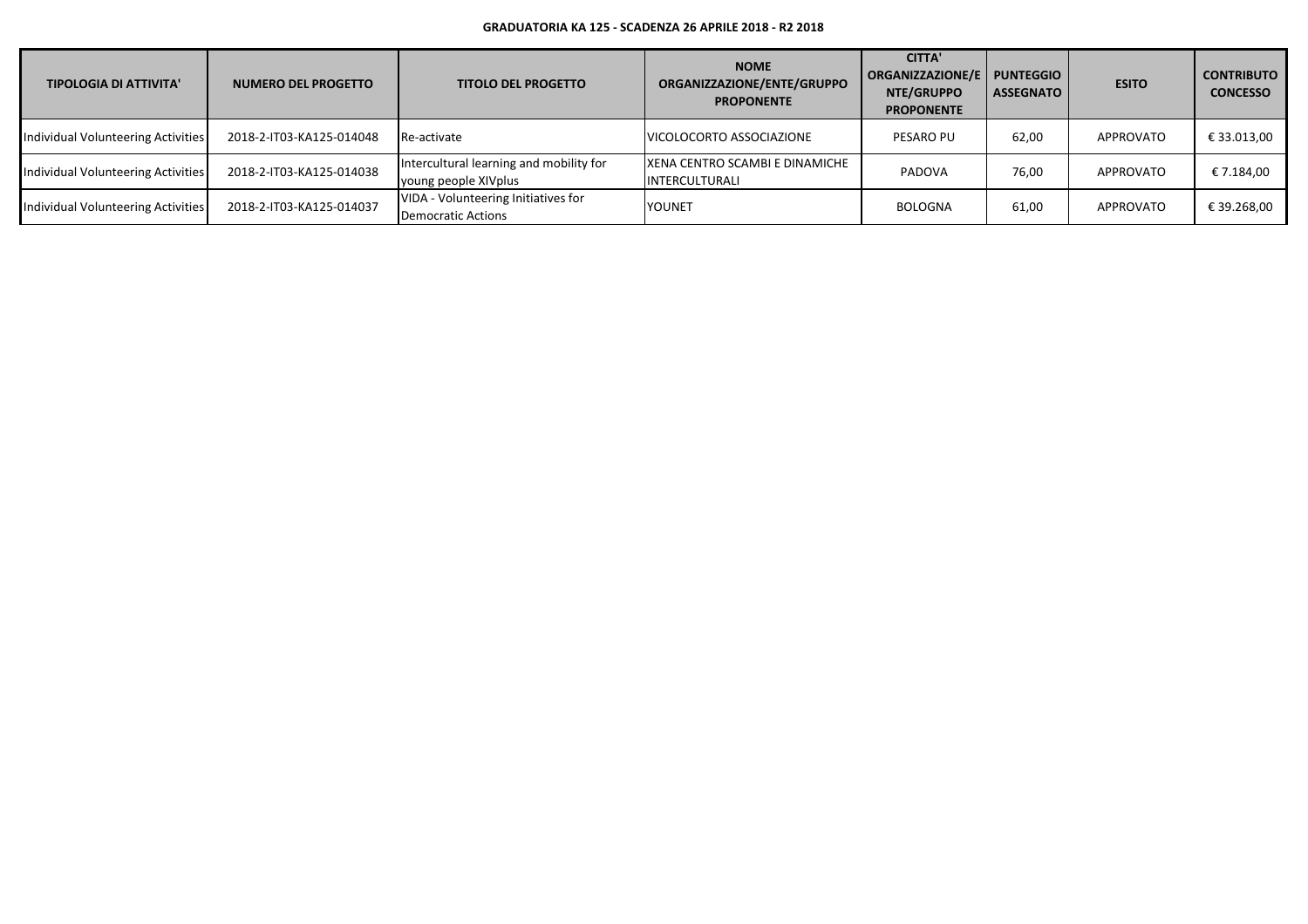**GRADUATORIA KA 125 - SCADENZA 26 APRILE 2018 - R2 2018**

| TIPOLOGIA DI ATTIVITA' | NUMERO DEL PROGETTO | TITOLO DEL PROGETTO | NOME ORGANIZZAZIONE/ENTE/GRUPPO PROPONENTE | CITTA' ORGANIZZAZIONE/ENTE/GRUPPO PROPONENTE | PUNTEGGIO ASSEGNATO | ESITO | CONTRIBUTO CONCESSO |
|---|---|---|---|---|---|---|---|
| Individual Volunteering Activities | 2018-2-IT03-KA125-014048 | Re-activate | VICOLOCORTO ASSOCIAZIONE | PESARO PU | 62,00 | APPROVATO | € 33.013,00 |
| Individual Volunteering Activities | 2018-2-IT03-KA125-014038 | Intercultural learning and mobility for young people XIVplus | XENA CENTRO SCAMBI E DINAMICHE INTERCULTURALI | PADOVA | 76,00 | APPROVATO | € 7.184,00 |
| Individual Volunteering Activities | 2018-2-IT03-KA125-014037 | VIDA - Volunteering Initiatives for Democratic Actions | YOUNET | BOLOGNA | 61,00 | APPROVATO | € 39.268,00 |